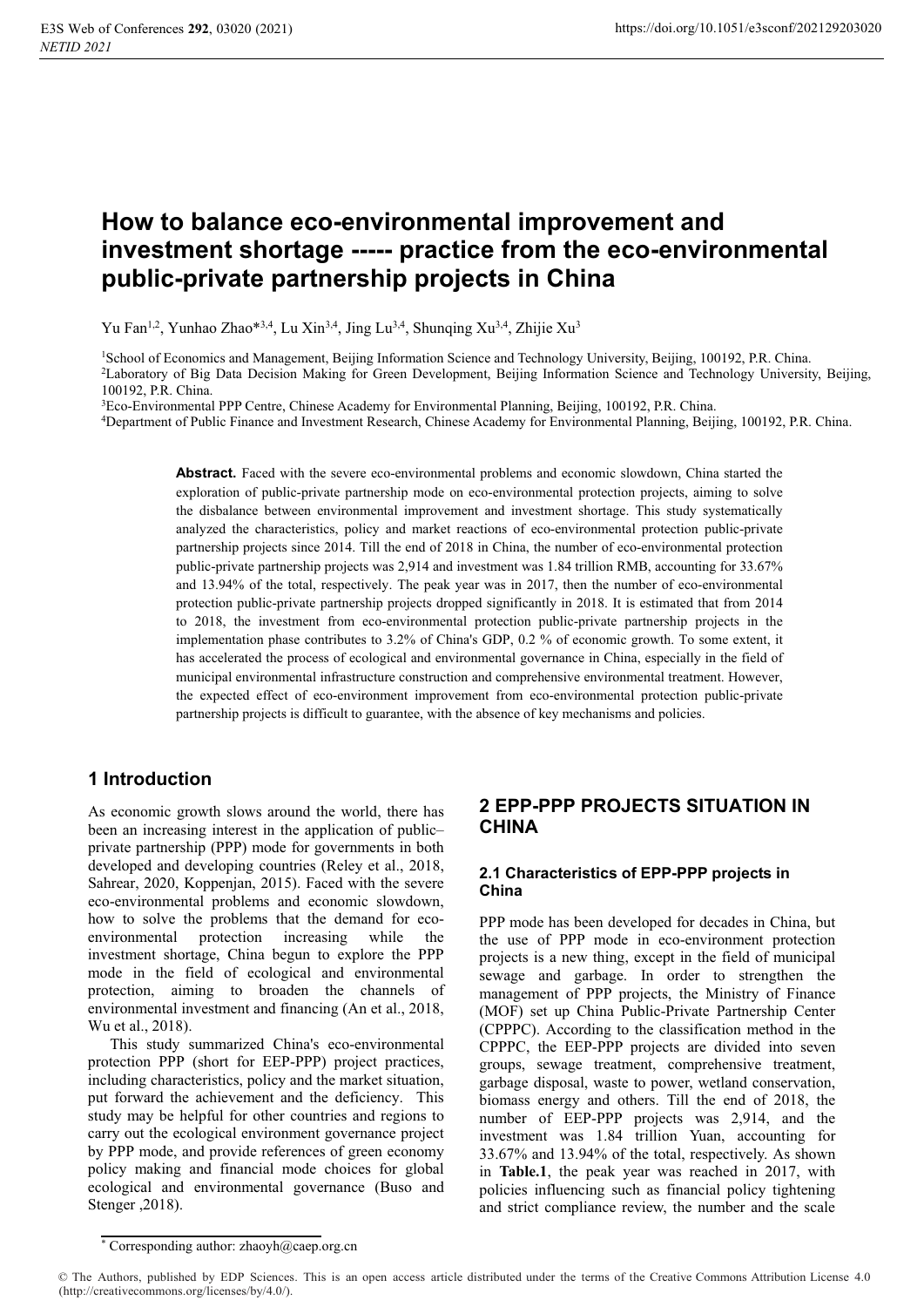# How to balance eco-environmental improvement and investment shortage ----- practice from the eco-environmental public-private partnership projects in China

Yu Fan[1,2], Yunhao Zhao*[3,4], Lu Xin[3,4], Jing Lu[3,4], Shunqing Xu[3,4], Zhijie Xu[3]

[1]School of Economics and Management, Beijing Information Science and Technology University, Beijing, 100192, P.R. China.
[2]Laboratory of Big Data Decision Making for Green Development, Beijing Information Science and Technology University, Beijing, 100192, P.R. China.
[3]Eco-Environmental PPP Centre, Chinese Academy for Environmental Planning, Beijing, 100192, P.R. China.
[4]Department of Public Finance and Investment Research, Chinese Academy for Environmental Planning, Beijing, 100192, P.R. China.

**Abstract.** Faced with the severe eco-environmental problems and economic slowdown, China started the exploration of public-private partnership mode on eco-environmental protection projects, aiming to solve the disbalance between environmental improvement and investment shortage. This study systematically analyzed the characteristics, policy and market reactions of eco-environmental protection public-private partnership projects since 2014. Till the end of 2018 in China, the number of eco-environmental protection public-private partnership projects was 2,914 and investment was 1.84 trillion RMB, accounting for 33.67% and 13.94% of the total, respectively. The peak year was in 2017, then the number of eco-environmental protection public-private partnership projects dropped significantly in 2018. It is estimated that from 2014 to 2018, the investment from eco-environmental protection public-private partnership projects in the implementation phase contributes to 3.2% of China's GDP, 0.2 % of economic growth. To some extent, it has accelerated the process of ecological and environmental governance in China, especially in the field of municipal environmental infrastructure construction and comprehensive environmental treatment. However, the expected effect of eco-environment improvement from eco-environmental protection public-private partnership projects is difficult to guarantee, with the absence of key mechanisms and policies.

## 1 Introduction

As economic growth slows around the world, there has been an increasing interest in the application of public–private partnership (PPP) mode for governments in both developed and developing countries (Reley et al., 2018, Sahrear, 2020, Koppenjan, 2015). Faced with the severe eco-environmental problems and economic slowdown, how to solve the problems that the demand for eco-environmental protection increasing while the investment shortage, China begun to explore the PPP mode in the field of ecological and environmental protection, aiming to broaden the channels of environmental investment and financing (An et al., 2018, Wu et al., 2018).

This study summarized China's eco-environmental protection PPP (short for EEP-PPP) project practices, including characteristics, policy and the market situation, put forward the achievement and the deficiency. This study may be helpful for other countries and regions to carry out the ecological environment governance project by PPP mode, and provide references of green economy policy making and financial mode choices for global ecological and environmental governance (Buso and Stenger ,2018).

## 2 EPP-PPP PROJECTS SITUATION IN CHINA

### 2.1 Characteristics of EPP-PPP projects in China

PPP mode has been developed for decades in China, but the use of PPP mode in eco-environment protection projects is a new thing, except in the field of municipal sewage and garbage. In order to strengthen the management of PPP projects, the Ministry of Finance (MOF) set up China Public-Private Partnership Center (CPPPC). According to the classification method in the CPPPC, the EEP-PPP projects are divided into seven groups, sewage treatment, comprehensive treatment, garbage disposal, waste to power, wetland conservation, biomass energy and others. Till the end of 2018, the number of EEP-PPP projects was 2,914, and the investment was 1.84 trillion Yuan, accounting for 33.67% and 13.94% of the total, respectively. As shown in **Table.1**, the peak year was reached in 2017, with policies influencing such as financial policy tightening and strict compliance review, the number and the scale

* Corresponding author: zhaoyh@caep.org.cn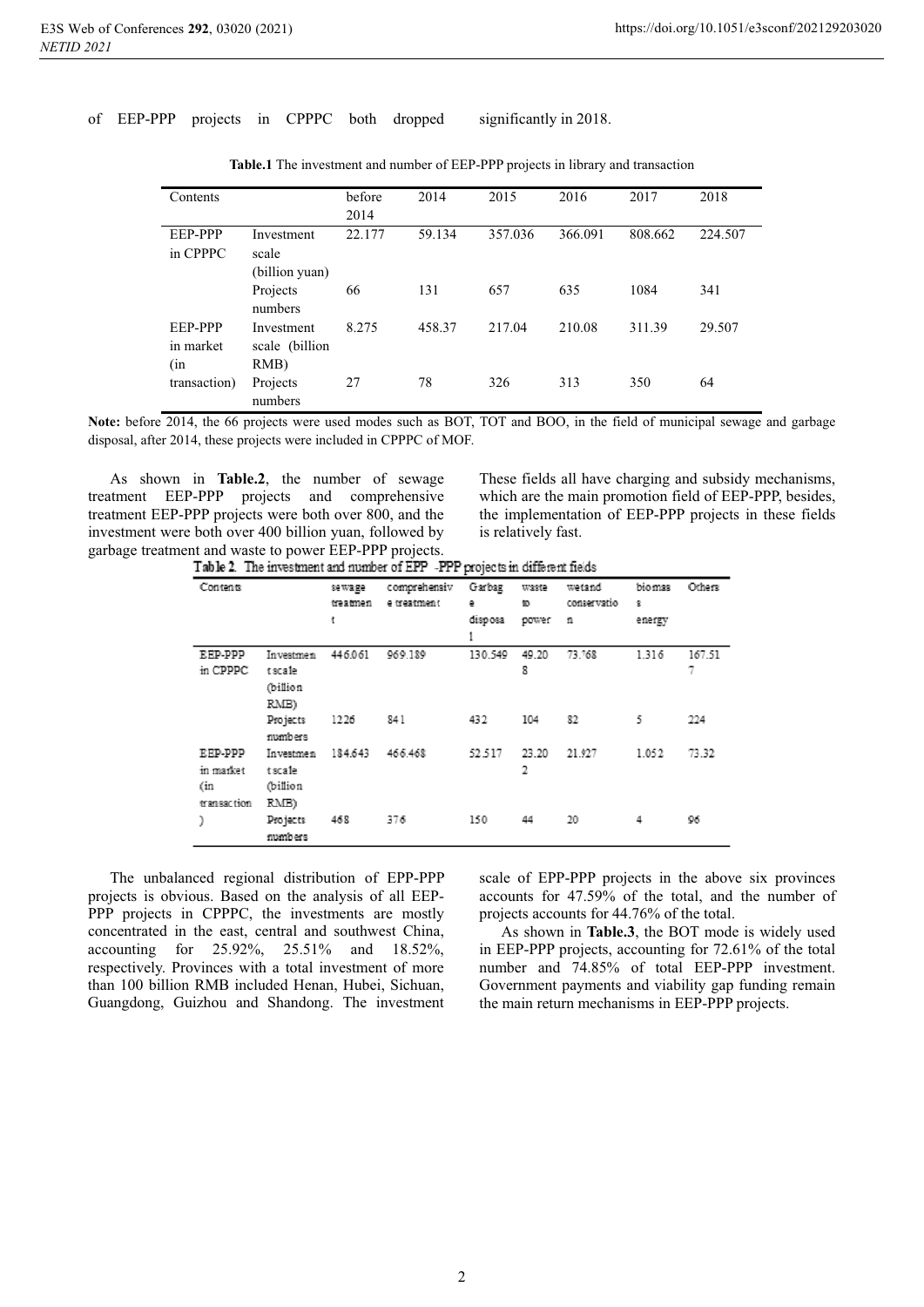of EEP-PPP projects in CPPPC both dropped significantly in 2018.

**Table.1** The investment and number of EEP-PPP projects in library and transaction

| Contents | | before 2014 | 2014 | 2015 | 2016 | 2017 | 2018 |
|---|---|---|---|---|---|---|---|
| EEP-PPP in CPPPC | Investment scale (billion yuan) | 22.177 | 59.134 | 357.036 | 366.091 | 808.662 | 224.507 |
| | Projects numbers | 66 | 131 | 657 | 635 | 1084 | 341 |
| EEP-PPP in market (in transaction) | Investment scale (billion RMB) | 8.275 | 458.37 | 217.04 | 210.08 | 311.39 | 29.507 |
| | Projects numbers | 27 | 78 | 326 | 313 | 350 | 64 |

**Note:** before 2014, the 66 projects were used modes such as BOT, TOT and BOO, in the field of municipal sewage and garbage disposal, after 2014, these projects were included in CPPPC of MOF.

As shown in **Table.2**, the number of sewage treatment EEP-PPP projects and comprehensive treatment EEP-PPP projects were both over 800, and the investment were both over 400 billion yuan, followed by garbage treatment and waste to power EEP-PPP projects. These fields all have charging and subsidy mechanisms, which are the main promotion field of EEP-PPP, besides, the implementation of EEP-PPP projects in these fields is relatively fast.

Table 2. The investment and number of EPP -PPP projects in different fields

| Contents | | sewage treatment | comprehensive treatment | Garbage disposal | waste to power | wetland conservation | biomass energy | Others |
|---|---|---|---|---|---|---|---|---|
| EEP-PPP in CPPPC | Investment scale (billion RMB) | 446.061 | 969.189 | 130.549 | 49.208 | 73.768 | 1.316 | 167.517 |
| | Projects numbers | 1226 | 841 | 432 | 104 | 82 | 5 | 224 |
| EEP-PPP in market (in transaction) | Investment scale (billion RMB) | 184.643 | 466.468 | 52.517 | 23.202 | 21.927 | 1.052 | 73.32 |
| | Projects numbers | 468 | 376 | 150 | 44 | 20 | 4 | 96 |

The unbalanced regional distribution of EPP-PPP projects is obvious. Based on the analysis of all EEP-PPP projects in CPPPC, the investments are mostly concentrated in the east, central and southwest China, accounting for 25.92%, 25.51% and 18.52%, respectively. Provinces with a total investment of more than 100 billion RMB included Henan, Hubei, Sichuan, Guangdong, Guizhou and Shandong. The investment scale of EPP-PPP projects in the above six provinces accounts for 47.59% of the total, and the number of projects accounts for 44.76% of the total.

As shown in **Table.3**, the BOT mode is widely used in EEP-PPP projects, accounting for 72.61% of the total number and 74.85% of total EEP-PPP investment. Government payments and viability gap funding remain the main return mechanisms in EEP-PPP projects.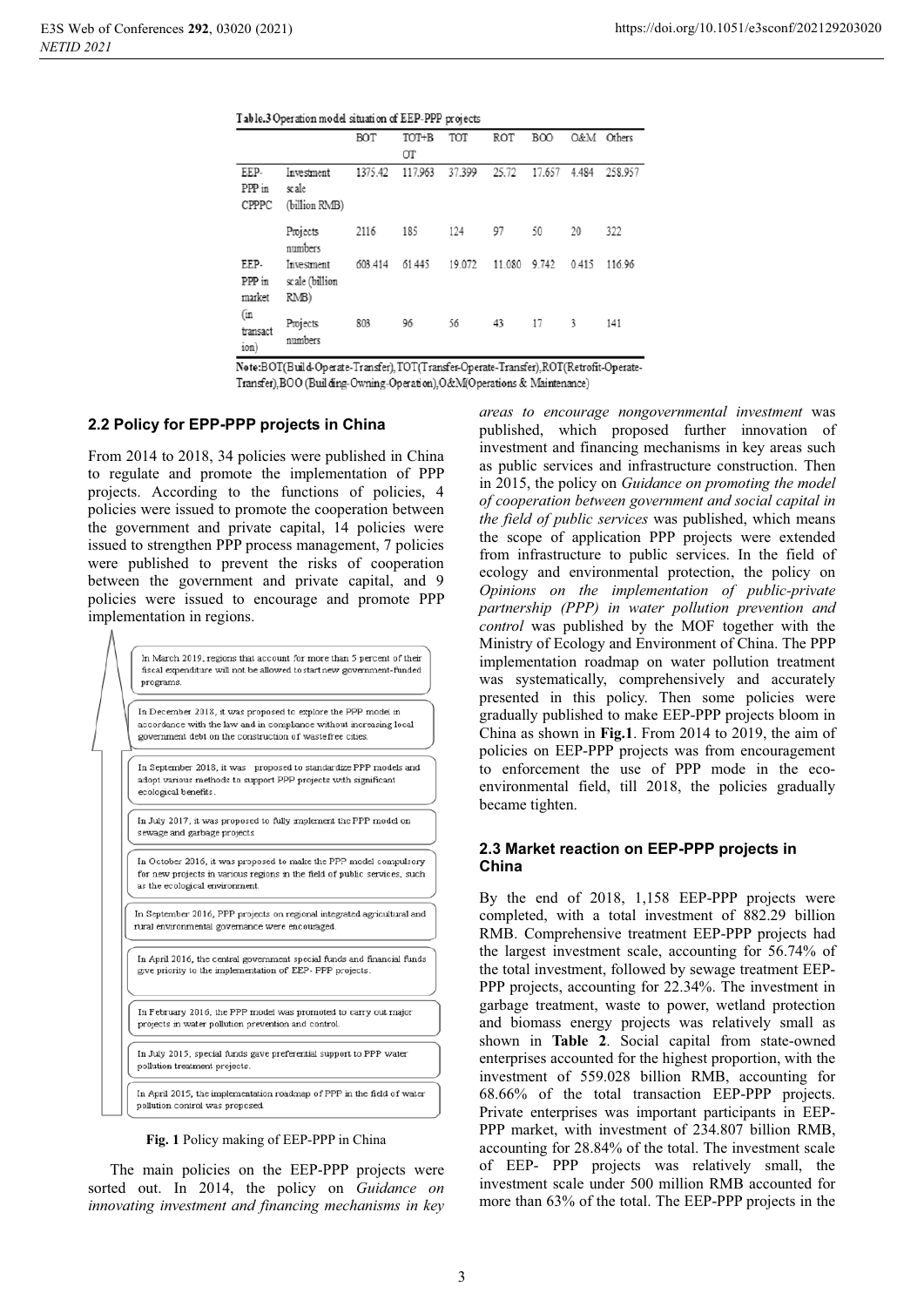Table.3 Operation model situation of EEP-PPP projects

| | | BOT | TOT+BOT | TOT | ROT | BOO | O&M | Others |
|---|---|---|---|---|---|---|---|---|
| EEP-PPP in CPPPC | Investment scale (billion RMB) | 1375.42 | 117.963 | 37.399 | 25.72 | 17.657 | 4.484 | 258.957 |
| | Projects numbers | 2116 | 185 | 124 | 97 | 50 | 20 | 322 |
| EEP-PPP in market (in transaction) | Investment scale (billion RMB) | 603.414 | 61.445 | 19.072 | 11.080 | 9.742 | 0.415 | 116.96 |
| | Projects numbers | 803 | 96 | 56 | 43 | 17 | 3 | 141 |

Note:BOT(Build-Operate-Transfer),TOT(Transfer-Operate-Transfer),ROT(Retrofit-Operate-Transfer),BOO (Building-Owning-Operation),O&M(Operations & Maintenance)

## 2.2 Policy for EPP-PPP projects in China

From 2014 to 2018, 34 policies were published in China to regulate and promote the implementation of PPP projects. According to the functions of policies, 4 policies were issued to promote the cooperation between the government and private capital, 14 policies were issued to strengthen PPP process management, 7 policies were published to prevent the risks of cooperation between the government and private capital, and 9 policies were issued to encourage and promote PPP implementation in regions.

- In March 2019, regions that account for more than 5 percent of their fiscal expenditure will not be allowed to start new government-funded programs.
- In December 2018, it was proposed to explore the PPP model in accordance with the law and in compliance without increasing local government debt on the construction of wastefree cities.
- In September 2018, it was proposed to standardize PPP models and adopt various methods to support PPP projects with significant ecological benefits.
- In July 2017, it was proposed to fully implement the PPP model on sewage and garbage projects.
- In October 2016, it was proposed to make the PPP model compulsory for new projects in various regions in the field of public services, such as the ecological environment.
- In September 2016, PPP projects on regional integrated agricultural and rural environmental governance were encouraged.
- In April 2016, the central government special funds and financial funds give priority to the implementation of EEP- PPP projects.
- In February 2016, the PPP model was promoted to carry out major projects in water pollution prevention and control.
- In July 2015, special funds gave preferential support to PPP water pollution treatment projects.
- In April 2015, the implementation roadmap of PPP in the field of water pollution control was proposed.

**Fig. 1** Policy making of EEP-PPP in China

The main policies on the EEP-PPP projects were sorted out. In 2014, the policy on *Guidance on innovating investment and financing mechanisms in key areas to encourage nongovernmental investment* was published, which proposed further innovation of investment and financing mechanisms in key areas such as public services and infrastructure construction. Then in 2015, the policy on *Guidance on promoting the model of cooperation between government and social capital in the field of public services* was published, which means the scope of application PPP projects were extended from infrastructure to public services. In the field of ecology and environmental protection, the policy on *Opinions on the implementation of public-private partnership (PPP) in water pollution prevention and control* was published by the MOF together with the Ministry of Ecology and Environment of China. The PPP implementation roadmap on water pollution treatment was systematically, comprehensively and accurately presented in this policy. Then some policies were gradually published to make EEP-PPP projects bloom in China as shown in **Fig.1**. From 2014 to 2019, the aim of policies on EEP-PPP projects was from encouragement to enforcement the use of PPP mode in the eco-environmental field, till 2018, the policies gradually became tighten.

### 2.3 Market reaction on EEP-PPP projects in China

By the end of 2018, 1,158 EEP-PPP projects were completed, with a total investment of 882.29 billion RMB. Comprehensive treatment EEP-PPP projects had the largest investment scale, accounting for 56.74% of the total investment, followed by sewage treatment EEP-PPP projects, accounting for 22.34%. The investment in garbage treatment, waste to power, wetland protection and biomass energy projects was relatively small as shown in **Table 2**. Social capital from state-owned enterprises accounted for the highest proportion, with the investment of 559.028 billion RMB, accounting for 68.66% of the total transaction EEP-PPP projects. Private enterprises was important participants in EEP-PPP market, with investment of 234.807 billion RMB, accounting for 28.84% of the total. The investment scale of EEP- PPP projects was relatively small, the investment scale under 500 million RMB accounted for more than 63% of the total. The EEP-PPP projects in the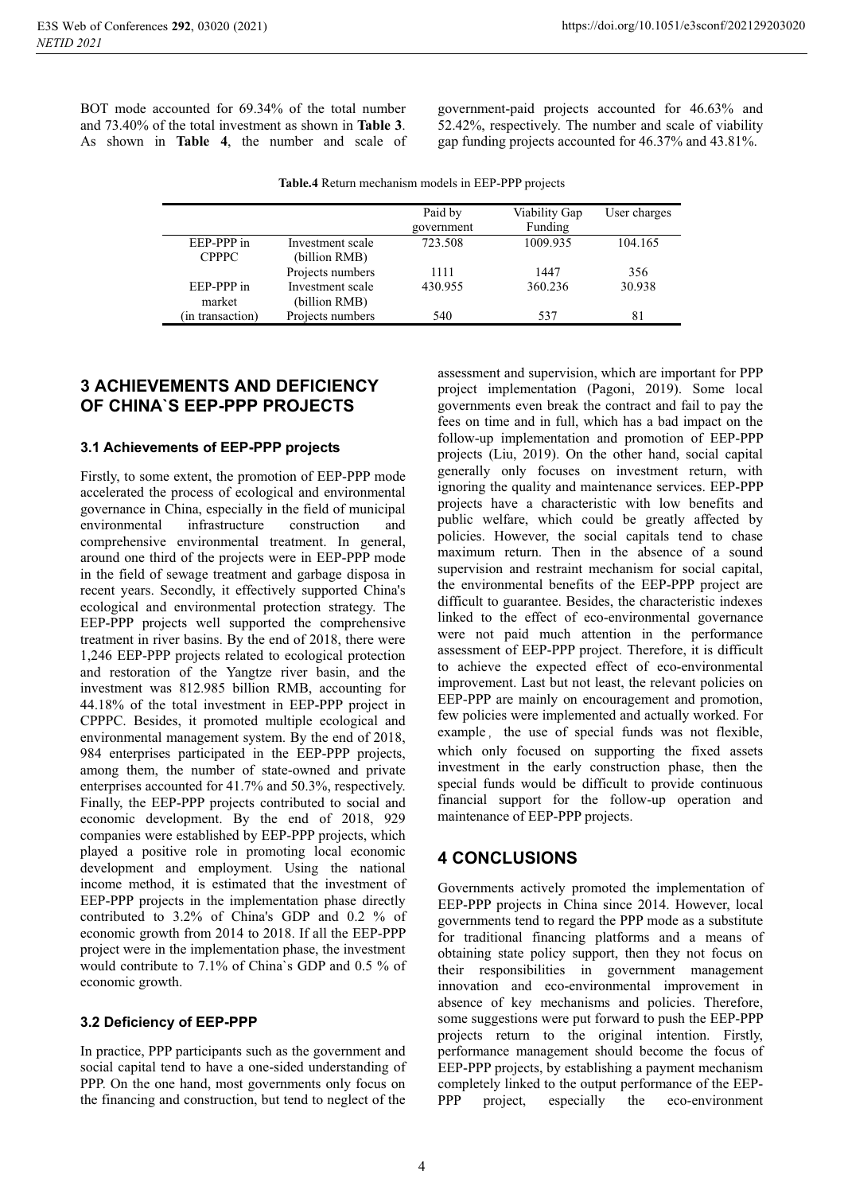BOT mode accounted for 69.34% of the total number and 73.40% of the total investment as shown in **Table 3**. As shown in **Table 4**, the number and scale of government-paid projects accounted for 46.63% and 52.42%, respectively. The number and scale of viability gap funding projects accounted for 46.37% and 43.81%.

**Table.4** Return mechanism models in EEP-PPP projects

| | | Paid by government | Viability Gap Funding | User charges |
|---|---|---|---|---|
| EEP-PPP in CPPPC | Investment scale (billion RMB) | 723.508 | 1009.935 | 104.165 |
| | Projects numbers | 1111 | 1447 | 356 |
| EEP-PPP in market (in transaction) | Investment scale (billion RMB) | 430.955 | 360.236 | 30.938 |
| | Projects numbers | 540 | 537 | 81 |

## 3 ACHIEVEMENTS AND DEFICIENCY OF CHINA`S EEP-PPP PROJECTS

### 3.1 Achievements of EEP-PPP projects

Firstly, to some extent, the promotion of EEP-PPP mode accelerated the process of ecological and environmental governance in China, especially in the field of municipal environmental infrastructure construction and comprehensive environmental treatment. In general, around one third of the projects were in EEP-PPP mode in the field of sewage treatment and garbage disposa in recent years. Secondly, it effectively supported China's ecological and environmental protection strategy. The EEP-PPP projects well supported the comprehensive treatment in river basins. By the end of 2018, there were 1,246 EEP-PPP projects related to ecological protection and restoration of the Yangtze river basin, and the investment was 812.985 billion RMB, accounting for 44.18% of the total investment in EEP-PPP project in CPPPC. Besides, it promoted multiple ecological and environmental management system. By the end of 2018, 984 enterprises participated in the EEP-PPP projects, among them, the number of state-owned and private enterprises accounted for 41.7% and 50.3%, respectively. Finally, the EEP-PPP projects contributed to social and economic development. By the end of 2018, 929 companies were established by EEP-PPP projects, which played a positive role in promoting local economic development and employment. Using the national income method, it is estimated that the investment of EEP-PPP projects in the implementation phase directly contributed to 3.2% of China's GDP and 0.2 % of economic growth from 2014 to 2018. If all the EEP-PPP project were in the implementation phase, the investment would contribute to 7.1% of China`s GDP and 0.5 % of economic growth.

### 3.2 Deficiency of EEP-PPP

In practice, PPP participants such as the government and social capital tend to have a one-sided understanding of PPP. On the one hand, most governments only focus on the financing and construction, but tend to neglect of the assessment and supervision, which are important for PPP project implementation (Pagoni, 2019). Some local governments even break the contract and fail to pay the fees on time and in full, which has a bad impact on the follow-up implementation and promotion of EEP-PPP projects (Liu, 2019). On the other hand, social capital generally only focuses on investment return, with ignoring the quality and maintenance services. EEP-PPP projects have a characteristic with low benefits and public welfare, which could be greatly affected by policies. However, the social capitals tend to chase maximum return. Then in the absence of a sound supervision and restraint mechanism for social capital, the environmental benefits of the EEP-PPP project are difficult to guarantee. Besides, the characteristic indexes linked to the effect of eco-environmental governance were not paid much attention in the performance assessment of EEP-PPP project. Therefore, it is difficult to achieve the expected effect of eco-environmental improvement. Last but not least, the relevant policies on EEP-PPP are mainly on encouragement and promotion, few policies were implemented and actually worked. For example， the use of special funds was not flexible, which only focused on supporting the fixed assets investment in the early construction phase, then the special funds would be difficult to provide continuous financial support for the follow-up operation and maintenance of EEP-PPP projects.

## 4 CONCLUSIONS

Governments actively promoted the implementation of EEP-PPP projects in China since 2014. However, local governments tend to regard the PPP mode as a substitute for traditional financing platforms and a means of obtaining state policy support, then they not focus on their responsibilities in government management innovation and eco-environmental improvement in absence of key mechanisms and policies. Therefore, some suggestions were put forward to push the EEP-PPP projects return to the original intention. Firstly, performance management should become the focus of EEP-PPP projects, by establishing a payment mechanism completely linked to the output performance of the EEP-PPP project, especially the eco-environment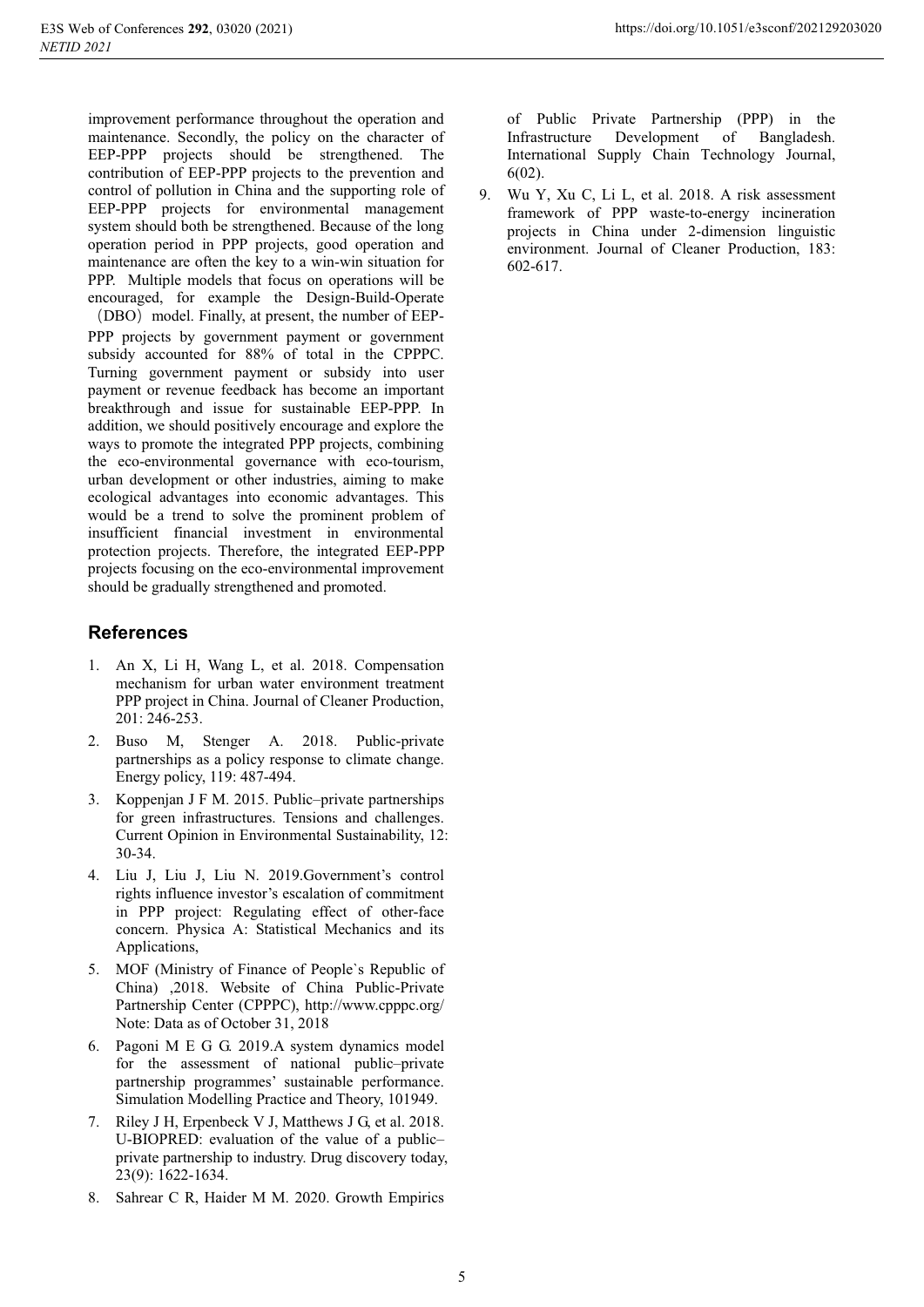improvement performance throughout the operation and maintenance. Secondly, the policy on the character of EEP-PPP projects should be strengthened. The contribution of EEP-PPP projects to the prevention and control of pollution in China and the supporting role of EEP-PPP projects for environmental management system should both be strengthened. Because of the long operation period in PPP projects, good operation and maintenance are often the key to a win-win situation for PPP. Multiple models that focus on operations will be encouraged, for example the Design-Build-Operate（DBO）model. Finally, at present, the number of EEP-PPP projects by government payment or government subsidy accounted for 88% of total in the CPPPC. Turning government payment or subsidy into user payment or revenue feedback has become an important breakthrough and issue for sustainable EEP-PPP. In addition, we should positively encourage and explore the ways to promote the integrated PPP projects, combining the eco-environmental governance with eco-tourism, urban development or other industries, aiming to make ecological advantages into economic advantages. This would be a trend to solve the prominent problem of insufficient financial investment in environmental protection projects. Therefore, the integrated EEP-PPP projects focusing on the eco-environmental improvement should be gradually strengthened and promoted.

## References

1. An X, Li H, Wang L, et al. 2018. Compensation mechanism for urban water environment treatment PPP project in China. Journal of Cleaner Production, 201: 246-253.
2. Buso M, Stenger A. 2018. Public-private partnerships as a policy response to climate change. Energy policy, 119: 487-494.
3. Koppenjan J F M. 2015. Public–private partnerships for green infrastructures. Tensions and challenges. Current Opinion in Environmental Sustainability, 12: 30-34.
4. Liu J, Liu J, Liu N. 2019.Government's control rights influence investor's escalation of commitment in PPP project: Regulating effect of other-face concern. Physica A: Statistical Mechanics and its Applications,
5. MOF (Ministry of Finance of People`s Republic of China) ,2018. Website of China Public-Private Partnership Center (CPPPC), http://www.cpppc.org/ Note: Data as of October 31, 2018
6. Pagoni M E G G. 2019.A system dynamics model for the assessment of national public–private partnership programmes' sustainable performance. Simulation Modelling Practice and Theory, 101949.
7. Riley J H, Erpenbeck V J, Matthews J G, et al. 2018. U-BIOPRED: evaluation of the value of a public–private partnership to industry. Drug discovery today, 23(9): 1622-1634.
8. Sahrear C R, Haider M M. 2020. Growth Empirics of Public Private Partnership (PPP) in the Infrastructure Development of Bangladesh. International Supply Chain Technology Journal, 6(02).
9. Wu Y, Xu C, Li L, et al. 2018. A risk assessment framework of PPP waste-to-energy incineration projects in China under 2-dimension linguistic environment. Journal of Cleaner Production, 183: 602-617.